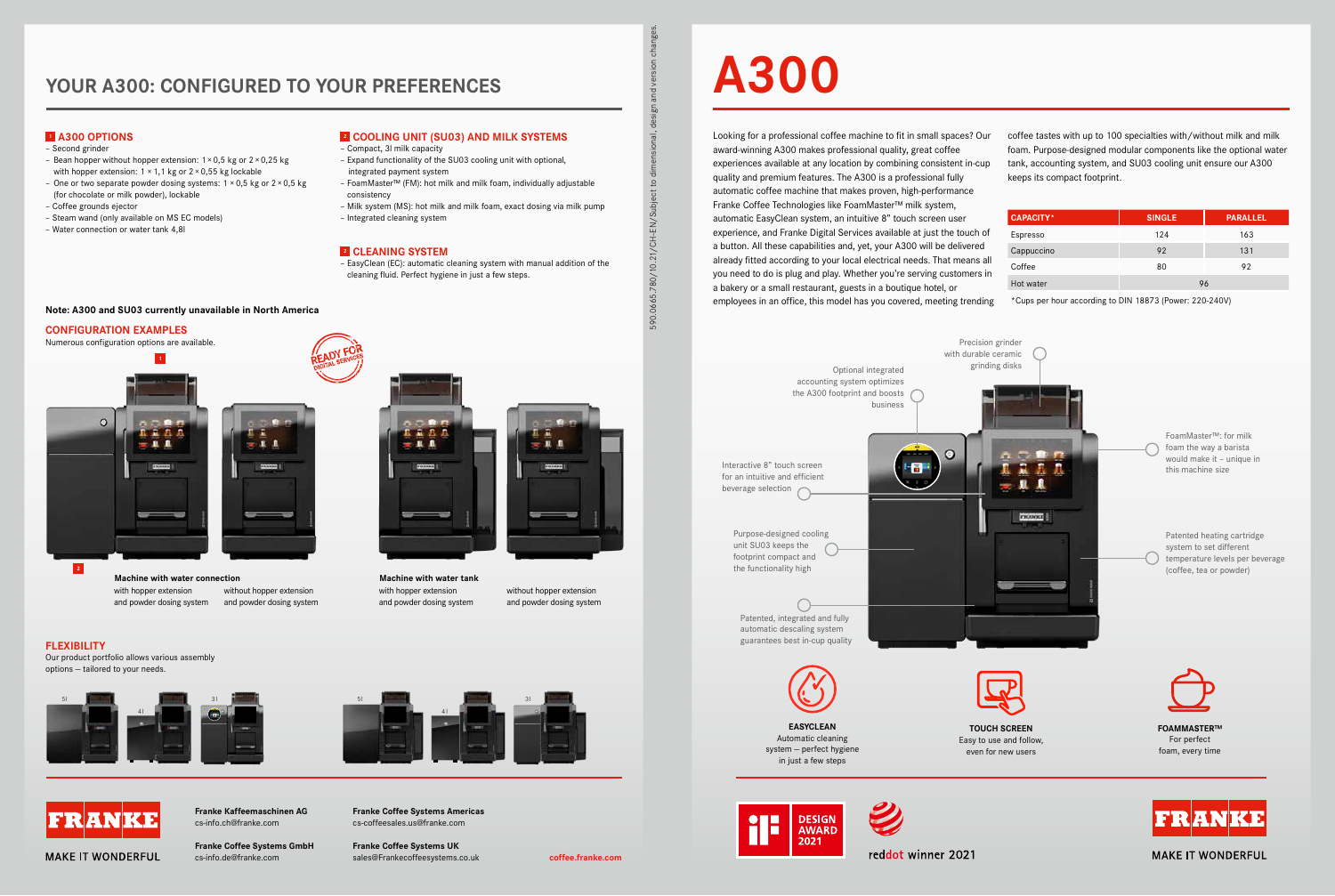# YOUR A300: CONFIGURED TO YOUR PREFERENCES

## 1 A300 OPTIONS

- Second grinder
- Bean hopper without hopper extension: 1 × 0,5 kg or 2 × 0,25 kg with hopper extension: 1 × 1,1 kg or 2 × 0,55 kg lockable
- One or two separate powder dosing systems: 1 × 0,5 kg or 2 × 0,5 kg (for chocolate or milk powder), lockable
- Coffee grounds ejector
- Steam wand (only available on MS EC models)
- Water connection or water tank 4,8l

## 2 COOLING UNIT (SU03) AND MILK SYSTEMS

- Compact, 3l milk capacity
- Expand functionality of the SU03 cooling unit with optional, integrated payment system
- FoamMaster™ (FM): hot milk and milk foam, individually adjustable consistency
- Milk system (MS): hot milk and milk foam, exact dosing via milk pump
- Integrated cleaning system

## 3 CLEANING SYSTEM

- EasyClean (EC): automatic cleaning system with manual addition of the cleaning fluid. Perfect hygiene in just a few steps.

**Note: A300 and SU03 currently unavailable in North America**

## CONFIGURATION EXAMPLES

Numerous configuration options are available.

READY FOR DIGITAL SERVICES

**Machine with water connection**

with hopper extension and powder dosing system

without hopper extension and powder dosing system

**Machine with water tank**

with hopper extension and powder dosing system

without hopper extension and powder dosing system

## FLEXIBILITY

Our product portfolio allows various assembly options – tailored to your needs.

5l 4l 3l 5l 4l 3l

590.0665.780/10.21/CH-EN/Subject to dimensional, design and version changes.

FRANKE
MAKE IT WONDERFUL

**Franke Kaffeemaschinen AG**
cs-info.ch@franke.com

**Franke Coffee Systems GmbH**
cs-info.de@franke.com

**Franke Coffee Systems Americas**
cs-coffeesales.us@franke.com

**Franke Coffee Systems UK**
sales@Frankecoffeesystems.co.uk

coffee.franke.com

# A300

Looking for a professional coffee machine to fit in small spaces? Our award-winning A300 makes professional quality, great coffee experiences available at any location by combining consistent in-cup quality and premium features. The A300 is a professional fully automatic coffee machine that makes proven, high-performance Franke Coffee Technologies like FoamMaster™ milk system, automatic EasyClean system, an intuitive 8" touch screen user experience, and Franke Digital Services available at just the touch of a button. All these capabilities and, yet, your A300 will be delivered already fitted according to your local electrical needs. That means all you need to do is plug and play. Whether you're serving customers in a bakery or a small restaurant, guests in a boutique hotel, or employees in an office, this model has you covered, meeting trending coffee tastes with up to 100 specialties with/without milk and milk foam. Purpose-designed modular components like the optional water tank, accounting system, and SU03 cooling unit ensure our A300 keeps its compact footprint.

| CAPACITY* | SINGLE | PARALLEL |
| --- | --- | --- |
| Espresso | 124 | 163 |
| Cappuccino | 92 | 131 |
| Coffee | 80 | 92 |
| Hot water | 96 | |

*Cups per hour according to DIN 18873 (Power: 220-240V)

Precision grinder with durable ceramic grinding disks

Optional integrated accounting system optimizes the A300 footprint and boosts business

Interactive 8" touch screen for an intuitive and efficient beverage selection

FoamMaster™: for milk foam the way a barista would make it – unique in this machine size

Purpose-designed cooling unit SU03 keeps the footprint compact and the functionality high

Patented heating cartridge system to set different temperature levels per beverage (coffee, tea or powder)

Patented, integrated and fully automatic descaling system guarantees best in-cup quality

**EASYCLEAN**
Automatic cleaning system – perfect hygiene in just a few steps

**TOUCH SCREEN**
Easy to use and follow, even for new users

**FOAMMASTER™**
For perfect foam, every time

iF DESIGN AWARD 2021

reddot winner 2021

FRANKE
MAKE IT WONDERFUL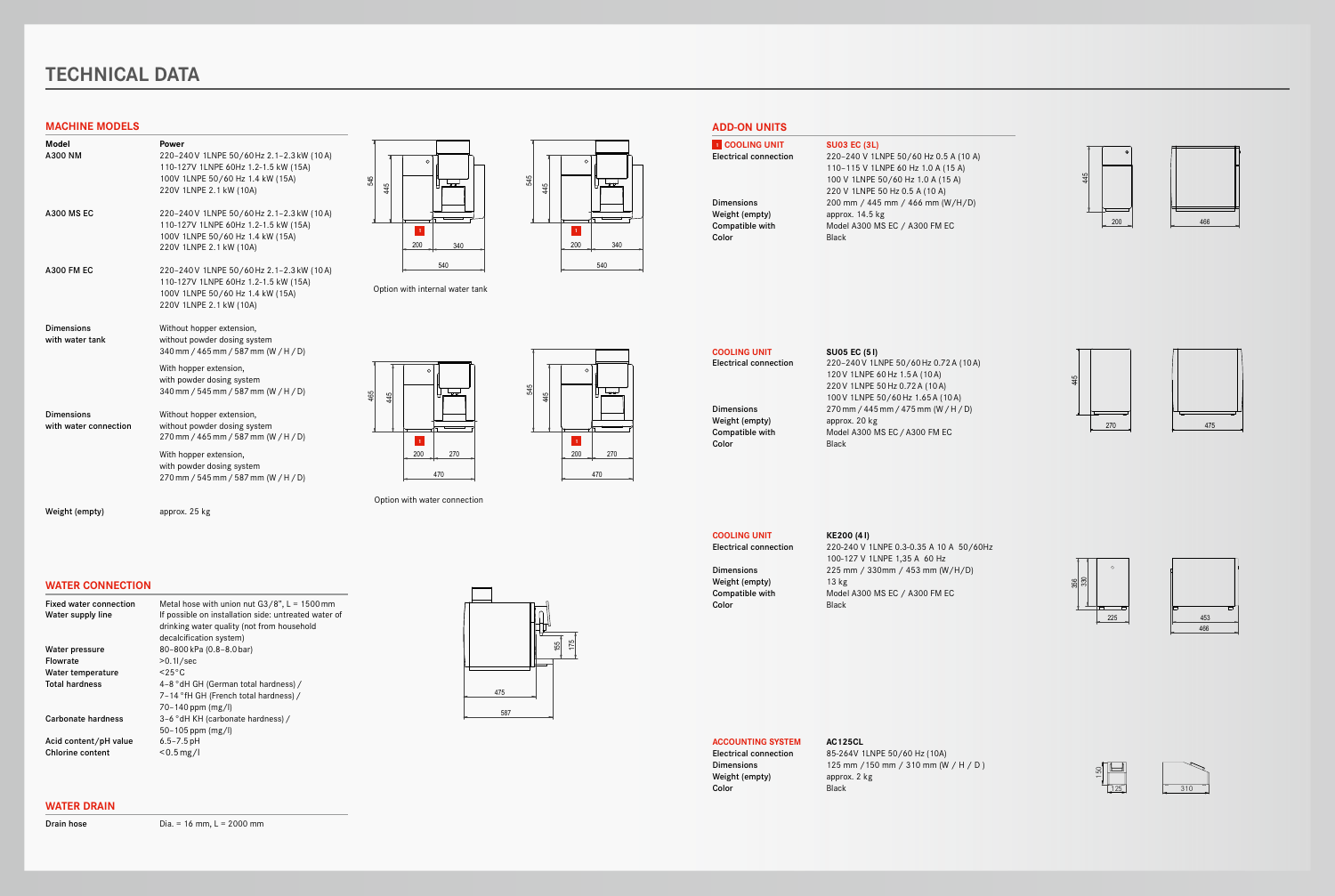# TECHNICAL DATA

## MACHINE MODELS

| Model | Power |
|---|---|
| A300 NM | 220–240 V 1LNPE 50/60 Hz 2.1–2.3 kW (10 A)<br>110-127V 1LNPE 60Hz 1.2-1.5 kW (15A)<br>100V 1LNPE 50/60 Hz 1.4 kW (15A)<br>220V 1LNPE 2.1 kW (10A) |
| A300 MS EC | 220–240 V 1LNPE 50/60 Hz 2.1–2.3 kW (10 A)<br>110-127V 1LNPE 60Hz 1.2-1.5 kW (15A)<br>100V 1LNPE 50/60 Hz 1.4 kW (15A)<br>220V 1LNPE 2.1 kW (10A) |
| A300 FM EC | 220–240 V 1LNPE 50/60 Hz 2.1–2.3 kW (10 A)<br>110-127V 1LNPE 60Hz 1.2-1.5 kW (15A)<br>100V 1LNPE 50/60 Hz 1.4 kW (15A)<br>220V 1LNPE 2.1 kW (10A) |
| Dimensions with water tank | Without hopper extension, without powder dosing system 340 mm / 465 mm / 587 mm (W / H / D)<br>With hopper extension, with powder dosing system 340 mm / 545 mm / 587 mm (W / H / D) |
| Dimensions with water connection | Without hopper extension, without powder dosing system 270 mm / 465 mm / 587 mm (W / H / D)<br>With hopper extension, with powder dosing system 270 mm / 545 mm / 587 mm (W / H / D) |
| Weight (empty) | approx. 25 kg |

545
445
200
340
540

545
445
200
340
540

Option with internal water tank

465
445
200
270
470

545
445
200
270
470

Option with water connection

## WATER CONNECTION

| | |
|---|---|
| Fixed water connection | Metal hose with union nut G3/8", L = 1500 mm |
| Water supply line | If possible on installation side: untreated water of drinking water quality (not from household decalcification system) |
| Water pressure | 80–800 kPa (0.8–8.0 bar) |
| Flowrate | >0.1l/sec |
| Water temperature | <25 °C |
| Total hardness | 4–8 °dH GH (German total hardness) / 7–14 °fH GH (French total hardness) / 70–140 ppm (mg/l) |
| Carbonate hardness | 3–6 °dH KH (carbonate hardness) / 50–105 ppm (mg/l) |
| Acid content/pH value | 6.5–7.5 pH |
| Chlorine content | < 0.5 mg / l |

155
175
475
587

## WATER DRAIN

| | |
|---|---|
| Drain hose | Dia. = 16 mm, L = 2000 mm |

## ADD-ON UNITS

| COOLING UNIT | SU03 EC (3L) |
|---|---|
| Electrical connection | 220–240 V 1LNPE 50/60 Hz 0.5 A (10 A)<br>110–115 V 1LNPE 60 Hz 1.0 A (15 A)<br>100 V 1LNPE 50/60 Hz 1.0 A (15 A)<br>220 V 1LNPE 50 Hz 0.5 A (10 A) |
| Dimensions | 200 mm / 445 mm / 466 mm (W/H/D) |
| Weight (empty) | approx. 14.5 kg |
| Compatible with | Model A300 MS EC / A300 FM EC |
| Color | Black |

445
200
466

| COOLING UNIT | SU05 EC (5 l) |
|---|---|
| Electrical connection | 220–240 V 1LNPE 50/60 Hz 0.72 A (10 A)<br>120 V 1LNPE 60 Hz 1.5 A (10 A)<br>220 V 1LNPE 50 Hz 0.72 A (10 A)<br>100 V 1LNPE 50/60 Hz 1.65 A (10 A) |
| Dimensions | 270 mm / 445 mm / 475 mm (W / H / D) |
| Weight (empty) | approx. 20 kg |
| Compatible with | Model A300 MS EC / A300 FM EC |
| Color | Black |

445
270
475

| COOLING UNIT | KE200 (4 l) |
|---|---|
| Electrical connection | 220-240 V 1LNPE 0.3-0.35 A 10 A 50/60Hz<br>100-127 V 1LNPE 1,35 A 60 Hz |
| Dimensions | 225 mm / 330mm / 453 mm (W/H/D) |
| Weight (empty) | 13 kg |
| Compatible with | Model A300 MS EC / A300 FM EC |
| Color | Black |

356
330
225
453
466

| ACCOUNTING SYSTEM | AC125CL |
|---|---|
| Electrical connection | 85-264V 1LNPE 50/60 Hz (10A) |
| Dimensions | 125 mm /150 mm / 310 mm (W / H / D ) |
| Weight (empty) | approx. 2 kg |
| Color | Black |

150
125
310